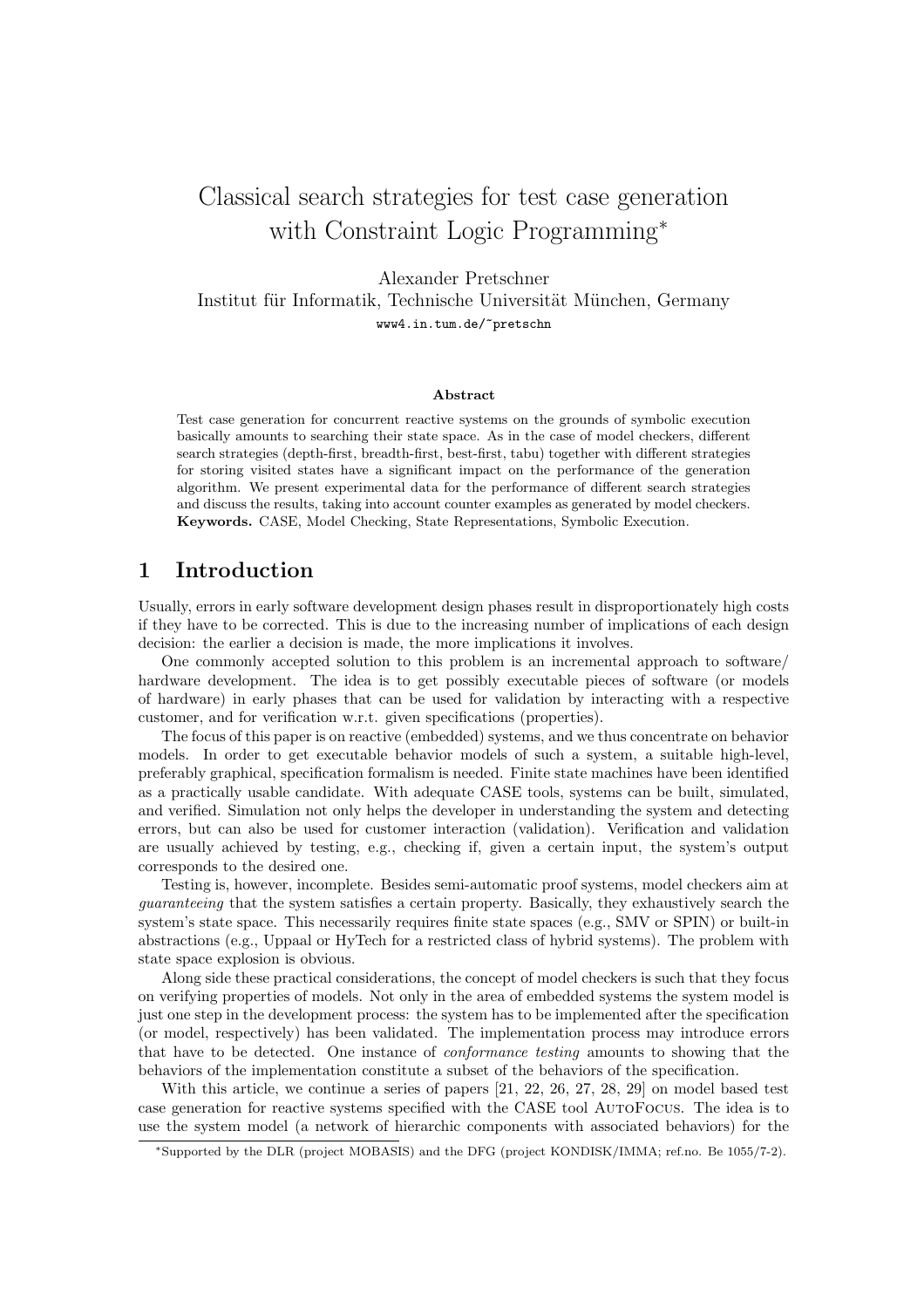# Classical search strategies for test case generation with Constraint Logic Programming*

Alexander Pretschner
Institut für Informatik, Technische Universität München, Germany
www4.in.tum.de/~pretschn

**Abstract**

Test case generation for concurrent reactive systems on the grounds of symbolic execution basically amounts to searching their state space. As in the case of model checkers, different search strategies (depth-first, breadth-first, best-first, tabu) together with different strategies for storing visited states have a significant impact on the performance of the generation algorithm. We present experimental data for the performance of different search strategies and discuss the results, taking into account counter examples as generated by model checkers.
**Keywords.** CASE, Model Checking, State Representations, Symbolic Execution.

## 1 Introduction

Usually, errors in early software development design phases result in disproportionately high costs if they have to be corrected. This is due to the increasing number of implications of each design decision: the earlier a decision is made, the more implications it involves.

One commonly accepted solution to this problem is an incremental approach to software/ hardware development. The idea is to get possibly executable pieces of software (or models of hardware) in early phases that can be used for validation by interacting with a respective customer, and for verification w.r.t. given specifications (properties).

The focus of this paper is on reactive (embedded) systems, and we thus concentrate on behavior models. In order to get executable behavior models of such a system, a suitable high-level, preferably graphical, specification formalism is needed. Finite state machines have been identified as a practically usable candidate. With adequate CASE tools, systems can be built, simulated, and verified. Simulation not only helps the developer in understanding the system and detecting errors, but can also be used for customer interaction (validation). Verification and validation are usually achieved by testing, e.g., checking if, given a certain input, the system's output corresponds to the desired one.

Testing is, however, incomplete. Besides semi-automatic proof systems, model checkers aim at *guaranteeing* that the system satisfies a certain property. Basically, they exhaustively search the system's state space. This necessarily requires finite state spaces (e.g., SMV or SPIN) or built-in abstractions (e.g., Uppaal or HyTech for a restricted class of hybrid systems). The problem with state space explosion is obvious.

Along side these practical considerations, the concept of model checkers is such that they focus on verifying properties of models. Not only in the area of embedded systems the system model is just one step in the development process: the system has to be implemented after the specification (or model, respectively) has been validated. The implementation process may introduce errors that have to be detected. One instance of *conformance testing* amounts to showing that the behaviors of the implementation constitute a subset of the behaviors of the specification.

With this article, we continue a series of papers [21, 22, 26, 27, 28, 29] on model based test case generation for reactive systems specified with the CASE tool AutoFocus. The idea is to use the system model (a network of hierarchic components with associated behaviors) for the

*Supported by the DLR (project MOBASIS) and the DFG (project KONDISK/IMMA; ref.no. Be 1055/7-2).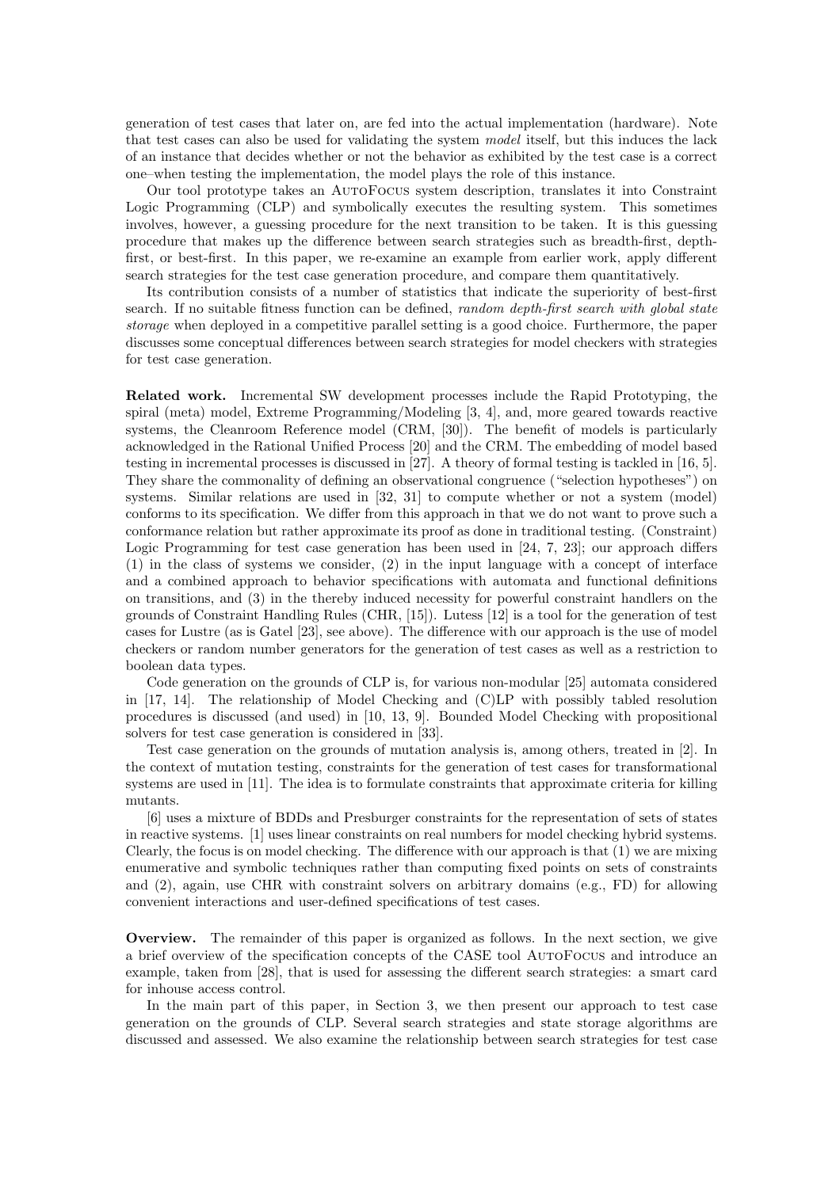generation of test cases that later on, are fed into the actual implementation (hardware). Note that test cases can also be used for validating the system *model* itself, but this induces the lack of an instance that decides whether or not the behavior as exhibited by the test case is a correct one–when testing the implementation, the model plays the role of this instance.

Our tool prototype takes an AutoFocus system description, translates it into Constraint Logic Programming (CLP) and symbolically executes the resulting system. This sometimes involves, however, a guessing procedure for the next transition to be taken. It is this guessing procedure that makes up the difference between search strategies such as breadth-first, depth-first, or best-first. In this paper, we re-examine an example from earlier work, apply different search strategies for the test case generation procedure, and compare them quantitatively.

Its contribution consists of a number of statistics that indicate the superiority of best-first search. If no suitable fitness function can be defined, *random depth-first search with global state storage* when deployed in a competitive parallel setting is a good choice. Furthermore, the paper discusses some conceptual differences between search strategies for model checkers with strategies for test case generation.

**Related work.** Incremental SW development processes include the Rapid Prototyping, the spiral (meta) model, Extreme Programming/Modeling [3, 4], and, more geared towards reactive systems, the Cleanroom Reference model (CRM, [30]). The benefit of models is particularly acknowledged in the Rational Unified Process [20] and the CRM. The embedding of model based testing in incremental processes is discussed in [27]. A theory of formal testing is tackled in [16, 5]. They share the commonality of defining an observational congruence ("selection hypotheses") on systems. Similar relations are used in [32, 31] to compute whether or not a system (model) conforms to its specification. We differ from this approach in that we do not want to prove such a conformance relation but rather approximate its proof as done in traditional testing. (Constraint) Logic Programming for test case generation has been used in [24, 7, 23]; our approach differs (1) in the class of systems we consider, (2) in the input language with a concept of interface and a combined approach to behavior specifications with automata and functional definitions on transitions, and (3) in the thereby induced necessity for powerful constraint handlers on the grounds of Constraint Handling Rules (CHR, [15]). Lutess [12] is a tool for the generation of test cases for Lustre (as is Gatel [23], see above). The difference with our approach is the use of model checkers or random number generators for the generation of test cases as well as a restriction to boolean data types.

Code generation on the grounds of CLP is, for various non-modular [25] automata considered in [17, 14]. The relationship of Model Checking and (C)LP with possibly tabled resolution procedures is discussed (and used) in [10, 13, 9]. Bounded Model Checking with propositional solvers for test case generation is considered in [33].

Test case generation on the grounds of mutation analysis is, among others, treated in [2]. In the context of mutation testing, constraints for the generation of test cases for transformational systems are used in [11]. The idea is to formulate constraints that approximate criteria for killing mutants.

[6] uses a mixture of BDDs and Presburger constraints for the representation of sets of states in reactive systems. [1] uses linear constraints on real numbers for model checking hybrid systems. Clearly, the focus is on model checking. The difference with our approach is that (1) we are mixing enumerative and symbolic techniques rather than computing fixed points on sets of constraints and (2), again, use CHR with constraint solvers on arbitrary domains (e.g., FD) for allowing convenient interactions and user-defined specifications of test cases.

**Overview.** The remainder of this paper is organized as follows. In the next section, we give a brief overview of the specification concepts of the CASE tool AutoFocus and introduce an example, taken from [28], that is used for assessing the different search strategies: a smart card for inhouse access control.

In the main part of this paper, in Section 3, we then present our approach to test case generation on the grounds of CLP. Several search strategies and state storage algorithms are discussed and assessed. We also examine the relationship between search strategies for test case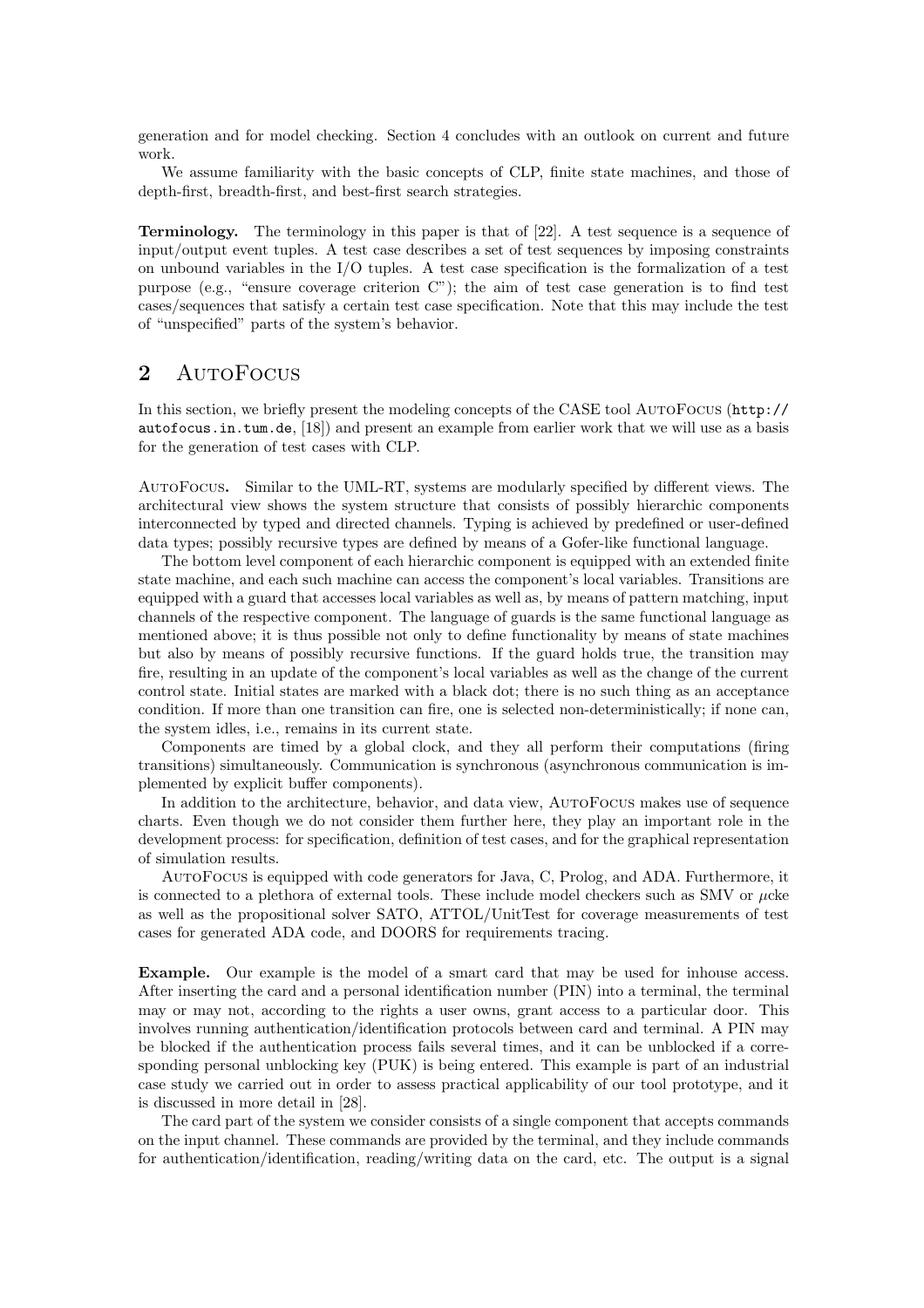generation and for model checking. Section 4 concludes with an outlook on current and future work.

We assume familiarity with the basic concepts of CLP, finite state machines, and those of depth-first, breadth-first, and best-first search strategies.

**Terminology.** The terminology in this paper is that of [22]. A test sequence is a sequence of input/output event tuples. A test case describes a set of test sequences by imposing constraints on unbound variables in the I/O tuples. A test case specification is the formalization of a test purpose (e.g., "ensure coverage criterion C"); the aim of test case generation is to find test cases/sequences that satisfy a certain test case specification. Note that this may include the test of "unspecified" parts of the system's behavior.

## 2 AutoFocus

In this section, we briefly present the modeling concepts of the CASE tool AutoFocus (`http://autofocus.in.tum.de`, [18]) and present an example from earlier work that we will use as a basis for the generation of test cases with CLP.

**AutoFocus.** Similar to the UML-RT, systems are modularly specified by different views. The architectural view shows the system structure that consists of possibly hierarchic components interconnected by typed and directed channels. Typing is achieved by predefined or user-defined data types; possibly recursive types are defined by means of a Gofer-like functional language.

The bottom level component of each hierarchic component is equipped with an extended finite state machine, and each such machine can access the component's local variables. Transitions are equipped with a guard that accesses local variables as well as, by means of pattern matching, input channels of the respective component. The language of guards is the same functional language as mentioned above; it is thus possible not only to define functionality by means of state machines but also by means of possibly recursive functions. If the guard holds true, the transition may fire, resulting in an update of the component's local variables as well as the change of the current control state. Initial states are marked with a black dot; there is no such thing as an acceptance condition. If more than one transition can fire, one is selected non-deterministically; if none can, the system idles, i.e., remains in its current state.

Components are timed by a global clock, and they all perform their computations (firing transitions) simultaneously. Communication is synchronous (asynchronous communication is implemented by explicit buffer components).

In addition to the architecture, behavior, and data view, AutoFocus makes use of sequence charts. Even though we do not consider them further here, they play an important role in the development process: for specification, definition of test cases, and for the graphical representation of simulation results.

AutoFocus is equipped with code generators for Java, C, Prolog, and ADA. Furthermore, it is connected to a plethora of external tools. These include model checkers such as SMV or $\mu$cke as well as the propositional solver SATO, ATTOL/UnitTest for coverage measurements of test cases for generated ADA code, and DOORS for requirements tracing.

**Example.** Our example is the model of a smart card that may be used for inhouse access. After inserting the card and a personal identification number (PIN) into a terminal, the terminal may or may not, according to the rights a user owns, grant access to a particular door. This involves running authentication/identification protocols between card and terminal. A PIN may be blocked if the authentication process fails several times, and it can be unblocked if a corresponding personal unblocking key (PUK) is being entered. This example is part of an industrial case study we carried out in order to assess practical applicability of our tool prototype, and it is discussed in more detail in [28].

The card part of the system we consider consists of a single component that accepts commands on the input channel. These commands are provided by the terminal, and they include commands for authentication/identification, reading/writing data on the card, etc. The output is a signal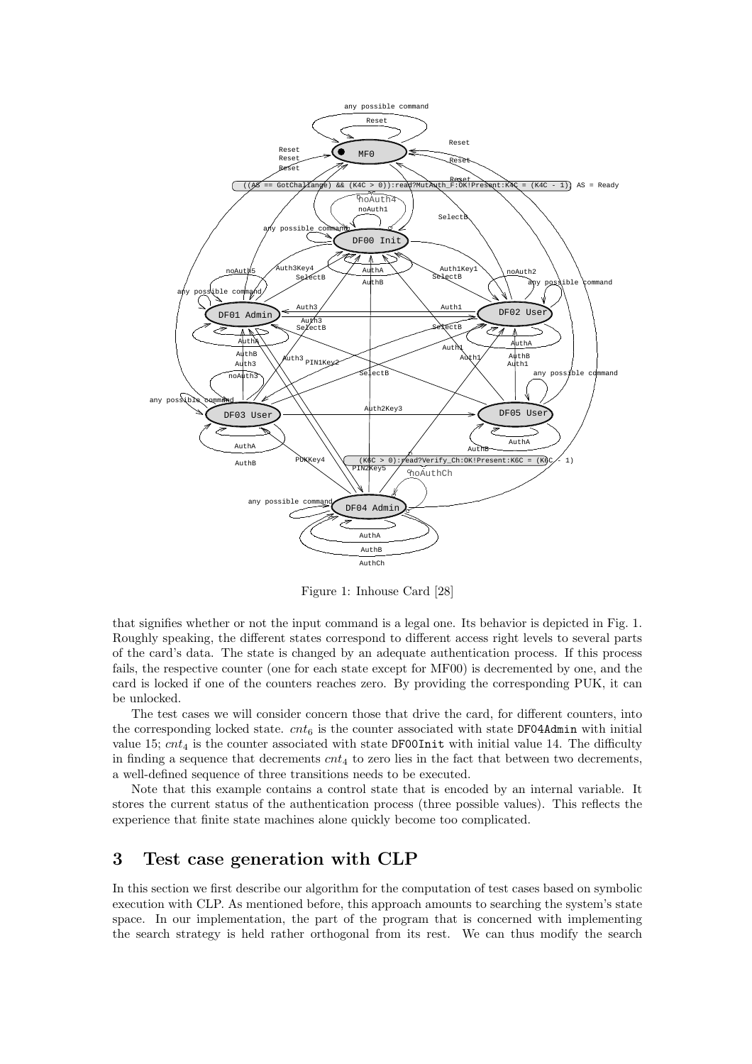Figure 1: Inhouse Card [28]

that signifies whether or not the input command is a legal one. Its behavior is depicted in Fig. 1. Roughly speaking, the different states correspond to different access right levels to several parts of the card's data. The state is changed by an adequate authentication process. If this process fails, the respective counter (one for each state except for MF00) is decremented by one, and the card is locked if one of the counters reaches zero. By providing the corresponding PUK, it can be unlocked.

The test cases we will consider concern those that drive the card, for different counters, into the corresponding locked state. $cnt_6$ is the counter associated with state `DF04Admin` with initial value 15; $cnt_4$ is the counter associated with state `DF00Init` with initial value 14. The difficulty in finding a sequence that decrements $cnt_4$ to zero lies in the fact that between two decrements, a well-defined sequence of three transitions needs to be executed.

Note that this example contains a control state that is encoded by an internal variable. It stores the current status of the authentication process (three possible values). This reflects the experience that finite state machines alone quickly become too complicated.

## 3 Test case generation with CLP

In this section we first describe our algorithm for the computation of test cases based on symbolic execution with CLP. As mentioned before, this approach amounts to searching the system's state space. In our implementation, the part of the program that is concerned with implementing the search strategy is held rather orthogonal from its rest. We can thus modify the search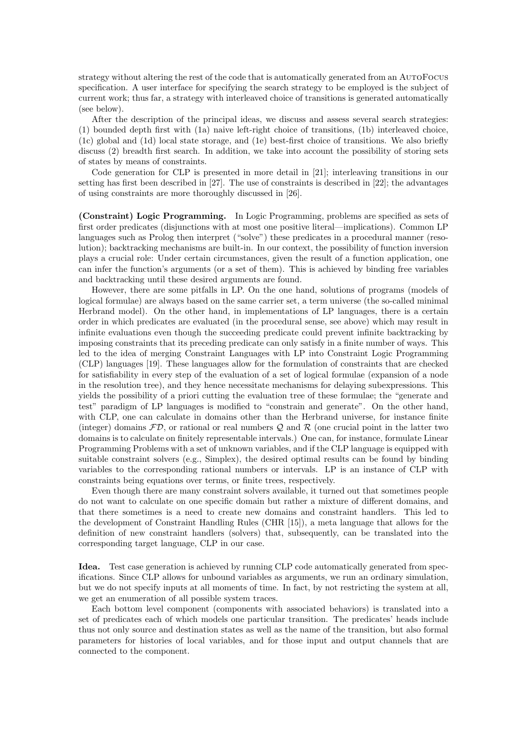strategy without altering the rest of the code that is automatically generated from an AutoFocus specification. A user interface for specifying the search strategy to be employed is the subject of current work; thus far, a strategy with interleaved choice of transitions is generated automatically (see below).

After the description of the principal ideas, we discuss and assess several search strategies: (1) bounded depth first with (1a) naive left-right choice of transitions, (1b) interleaved choice, (1c) global and (1d) local state storage, and (1e) best-first choice of transitions. We also briefly discuss (2) breadth first search. In addition, we take into account the possibility of storing sets of states by means of constraints.

Code generation for CLP is presented in more detail in [21]; interleaving transitions in our setting has first been described in [27]. The use of constraints is described in [22]; the advantages of using constraints are more thoroughly discussed in [26].

**(Constraint) Logic Programming.** In Logic Programming, problems are specified as sets of first order predicates (disjunctions with at most one positive literal—implications). Common LP languages such as Prolog then interpret ("solve") these predicates in a procedural manner (resolution); backtracking mechanisms are built-in. In our context, the possibility of function inversion plays a crucial role: Under certain circumstances, given the result of a function application, one can infer the function's arguments (or a set of them). This is achieved by binding free variables and backtracking until these desired arguments are found.

However, there are some pitfalls in LP. On the one hand, solutions of programs (models of logical formulae) are always based on the same carrier set, a term universe (the so-called minimal Herbrand model). On the other hand, in implementations of LP languages, there is a certain order in which predicates are evaluated (in the procedural sense, see above) which may result in infinite evaluations even though the succeeding predicate could prevent infinite backtracking by imposing constraints that its preceding predicate can only satisfy in a finite number of ways. This led to the idea of merging Constraint Languages with LP into Constraint Logic Programming (CLP) languages [19]. These languages allow for the formulation of constraints that are checked for satisfiability in every step of the evaluation of a set of logical formulae (expansion of a node in the resolution tree), and they hence necessitate mechanisms for delaying subexpressions. This yields the possibility of a priori cutting the evaluation tree of these formulae; the "generate and test" paradigm of LP languages is modified to "constrain and generate". On the other hand, with CLP, one can calculate in domains other than the Herbrand universe, for instance finite (integer) domains $\mathcal{FD}$, or rational or real numbers $\mathcal{Q}$ and $\mathcal{R}$ (one crucial point in the latter two domains is to calculate on finitely representable intervals.) One can, for instance, formulate Linear Programming Problems with a set of unknown variables, and if the CLP language is equipped with suitable constraint solvers (e.g., Simplex), the desired optimal results can be found by binding variables to the corresponding rational numbers or intervals. LP is an instance of CLP with constraints being equations over terms, or finite trees, respectively.

Even though there are many constraint solvers available, it turned out that sometimes people do not want to calculate on one specific domain but rather a mixture of different domains, and that there sometimes is a need to create new domains and constraint handlers. This led to the development of Constraint Handling Rules (CHR [15]), a meta language that allows for the definition of new constraint handlers (solvers) that, subsequently, can be translated into the corresponding target language, CLP in our case.

**Idea.** Test case generation is achieved by running CLP code automatically generated from specifications. Since CLP allows for unbound variables as arguments, we run an ordinary simulation, but we do not specify inputs at all moments of time. In fact, by not restricting the system at all, we get an enumeration of all possible system traces.

Each bottom level component (components with associated behaviors) is translated into a set of predicates each of which models one particular transition. The predicates' heads include thus not only source and destination states as well as the name of the transition, but also formal parameters for histories of local variables, and for those input and output channels that are connected to the component.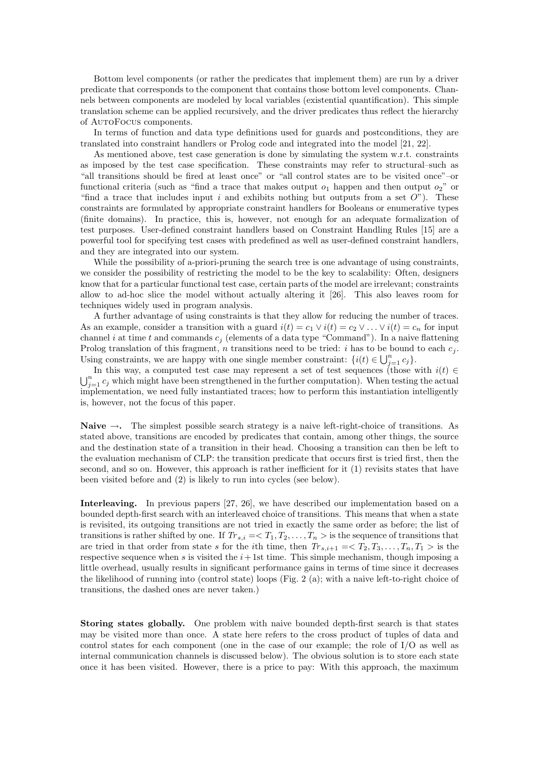Bottom level components (or rather the predicates that implement them) are run by a driver predicate that corresponds to the component that contains those bottom level components. Channels between components are modeled by local variables (existential quantification). This simple translation scheme can be applied recursively, and the driver predicates thus reflect the hierarchy of AutoFocus components.

In terms of function and data type definitions used for guards and postconditions, they are translated into constraint handlers or Prolog code and integrated into the model [21, 22].

As mentioned above, test case generation is done by simulating the system w.r.t. constraints as imposed by the test case specification. These constraints may refer to structural–such as "all transitions should be fired at least once" or "all control states are to be visited once"–or functional criteria (such as "find a trace that makes output $o_1$ happen and then output $o_2$" or "find a trace that includes input $i$ and exhibits nothing but outputs from a set $O$"). These constraints are formulated by appropriate constraint handlers for Booleans or enumerative types (finite domains). In practice, this is, however, not enough for an adequate formalization of test purposes. User-defined constraint handlers based on Constraint Handling Rules [15] are a powerful tool for specifying test cases with predefined as well as user-defined constraint handlers, and they are integrated into our system.

While the possibility of a-priori-pruning the search tree is one advantage of using constraints, we consider the possibility of restricting the model to be the key to scalability: Often, designers know that for a particular functional test case, certain parts of the model are irrelevant; constraints allow to ad-hoc slice the model without actually altering it [26]. This also leaves room for techniques widely used in program analysis.

A further advantage of using constraints is that they allow for reducing the number of traces. As an example, consider a transition with a guard $i(t) = c_1 \vee i(t) = c_2 \vee \ldots \vee i(t) = c_n$ for input channel $i$ at time $t$ and commands $c_j$ (elements of a data type "Command"). In a naive flattening Prolog translation of this fragment, $n$ transitions need to be tried: $i$ has to be bound to each $c_j$. Using constraints, we are happy with one single member constraint: $\{i(t) \in \bigcup_{j=1}^{n} c_j\}$.

In this way, a computed test case may represent a set of test sequences (those with $i(t) \in \bigcup_{j=1}^{n} c_j$ which might have been strengthened in the further computation). When testing the actual implementation, we need fully instantiated traces; how to perform this instantiation intelligently is, however, not the focus of this paper.

**Naive $\rightarrow$.** The simplest possible search strategy is a naive left-right-choice of transitions. As stated above, transitions are encoded by predicates that contain, among other things, the source and the destination state of a transition in their head. Choosing a transition can then be left to the evaluation mechanism of CLP: the transition predicate that occurs first is tried first, then the second, and so on. However, this approach is rather inefficient for it (1) revisits states that have been visited before and (2) is likely to run into cycles (see below).

**Interleaving.** In previous papers [27, 26], we have described our implementation based on a bounded depth-first search with an interleaved choice of transitions. This means that when a state is revisited, its outgoing transitions are not tried in exactly the same order as before; the list of transitions is rather shifted by one. If $Tr_{s,i} =< T_1, T_2, \ldots, T_n >$ is the sequence of transitions that are tried in that order from state $s$ for the $i$th time, then $Tr_{s,i+1} =< T_2, T_3, \ldots, T_n, T_1 >$ is the respective sequence when $s$ is visited the $i+1$st time. This simple mechanism, though imposing a little overhead, usually results in significant performance gains in terms of time since it decreases the likelihood of running into (control state) loops (Fig. 2 (a); with a naive left-to-right choice of transitions, the dashed ones are never taken.)

**Storing states globally.** One problem with naive bounded depth-first search is that states may be visited more than once. A state here refers to the cross product of tuples of data and control states for each component (one in the case of our example; the role of I/O as well as internal communication channels is discussed below). The obvious solution is to store each state once it has been visited. However, there is a price to pay: With this approach, the maximum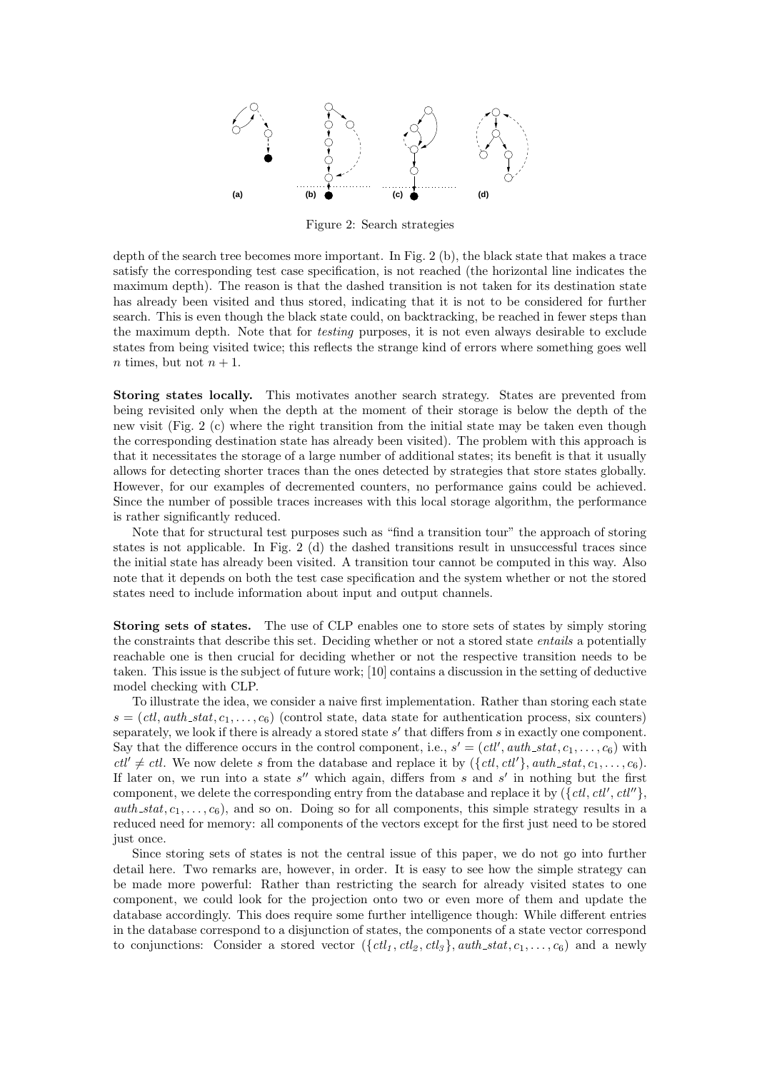Figure 2: Search strategies

depth of the search tree becomes more important. In Fig. 2 (b), the black state that makes a trace satisfy the corresponding test case specification, is not reached (the horizontal line indicates the maximum depth). The reason is that the dashed transition is not taken for its destination state has already been visited and thus stored, indicating that it is not to be considered for further search. This is even though the black state could, on backtracking, be reached in fewer steps than the maximum depth. Note that for *testing* purposes, it is not even always desirable to exclude states from being visited twice; this reflects the strange kind of errors where something goes well $n$ times, but not $n+1$.

**Storing states locally.** This motivates another search strategy. States are prevented from being revisited only when the depth at the moment of their storage is below the depth of the new visit (Fig. 2 (c) where the right transition from the initial state may be taken even though the corresponding destination state has already been visited). The problem with this approach is that it necessitates the storage of a large number of additional states; its benefit is that it usually allows for detecting shorter traces than the ones detected by strategies that store states globally. However, for our examples of decremented counters, no performance gains could be achieved. Since the number of possible traces increases with this local storage algorithm, the performance is rather significantly reduced.

Note that for structural test purposes such as "find a transition tour" the approach of storing states is not applicable. In Fig. 2 (d) the dashed transitions result in unsuccessful traces since the initial state has already been visited. A transition tour cannot be computed in this way. Also note that it depends on both the test case specification and the system whether or not the stored states need to include information about input and output channels.

**Storing sets of states.** The use of CLP enables one to store sets of states by simply storing the constraints that describe this set. Deciding whether or not a stored state *entails* a potentially reachable one is then crucial for deciding whether or not the respective transition needs to be taken. This issue is the subject of future work; [10] contains a discussion in the setting of deductive model checking with CLP.

To illustrate the idea, we consider a naive first implementation. Rather than storing each state $s = (ctl, auth\_stat, c_1, \ldots, c_6)$ (control state, data state for authentication process, six counters) separately, we look if there is already a stored state $s'$ that differs from $s$ in exactly one component. Say that the difference occurs in the control component, i.e., $s' = (ctl', auth\_stat, c_1, \ldots, c_6)$ with $ctl' \neq ctl$. We now delete $s$ from the database and replace it by $(\{ctl, ctl'\}, auth\_stat, c_1, \ldots, c_6)$. If later on, we run into a state $s''$ which again, differs from $s$ and $s'$ in nothing but the first component, we delete the corresponding entry from the database and replace it by $(\{ctl, ctl', ctl''\}, auth\_stat, c_1, \ldots, c_6)$, and so on. Doing so for all components, this simple strategy results in a reduced need for memory: all components of the vectors except for the first just need to be stored just once.

Since storing sets of states is not the central issue of this paper, we do not go into further detail here. Two remarks are, however, in order. It is easy to see how the simple strategy can be made more powerful: Rather than restricting the search for already visited states to one component, we could look for the projection onto two or even more of them and update the database accordingly. This does require some further intelligence though: While different entries in the database correspond to a disjunction of states, the components of a state vector correspond to conjunctions: Consider a stored vector $(\{ctl_1, ctl_2, ctl_3\}, auth\_stat, c_1, \ldots, c_6)$ and a newly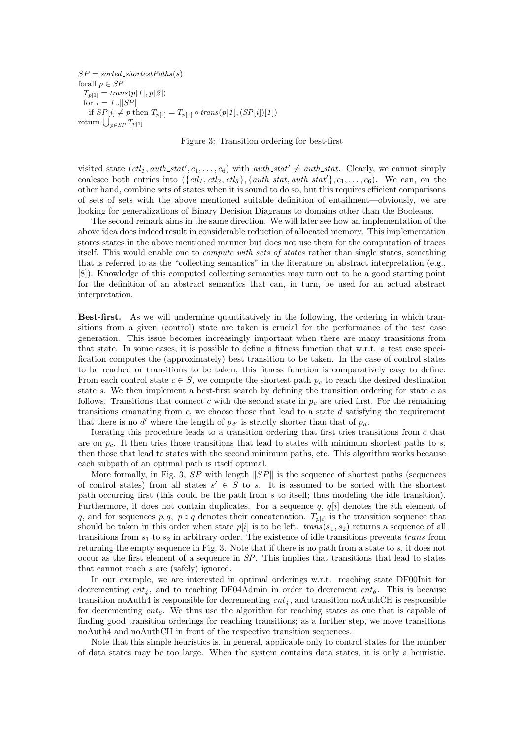```
SP = sorted_shortestPaths(s)
forall p ∈ SP
  T_p[1] = trans(p[1], p[2])
  for i = 1..||SP||
    if SP[i] ≠ p then T_p[1] = T_p[1] ∘ trans(p[1], (SP[i])[1])
return ⋃_{p∈SP} T_p[1]
```

Figure 3: Transition ordering for best-first

visited state $(ctl_1, auth\_stat', c_1, \ldots, c_6)$ with $auth\_stat' \neq auth\_stat$. Clearly, we cannot simply coalesce both entries into $(\{ctl_1, ctl_2, ctl_3\}, \{auth\_stat, auth\_stat'\}, c_1, \ldots, c_6)$. We can, on the other hand, combine sets of states when it is sound to do so, but this requires efficient comparisons of sets of sets with the above mentioned suitable definition of entailment—obviously, we are looking for generalizations of Binary Decision Diagrams to domains other than the Booleans.

The second remark aims in the same direction. We will later see how an implementation of the above idea does indeed result in considerable reduction of allocated memory. This implementation stores states in the above mentioned manner but does not use them for the computation of traces itself. This would enable one to *compute with sets of states* rather than single states, something that is referred to as the "collecting semantics" in the literature on abstract interpretation (e.g., [8]). Knowledge of this computed collecting semantics may turn out to be a good starting point for the definition of an abstract semantics that can, in turn, be used for an actual abstract interpretation.

**Best-first.** As we will undermine quantitatively in the following, the ordering in which transitions from a given (control) state are taken is crucial for the performance of the test case generation. This issue becomes increasingly important when there are many transitions from that state. In some cases, it is possible to define a fitness function that w.r.t. a test case specification computes the (approximately) best transition to be taken. In the case of control states to be reached or transitions to be taken, this fitness function is comparatively easy to define: From each control state $c \in S$, we compute the shortest path $p_c$ to reach the desired destination state $s$. We then implement a best-first search by defining the transition ordering for state $c$ as follows. Transitions that connect $c$ with the second state in $p_c$ are tried first. For the remaining transitions emanating from $c$, we choose those that lead to a state $d$ satisfying the requirement that there is no $d'$ where the length of $p_{d'}$ is strictly shorter than that of $p_d$.

Iterating this procedure leads to a transition ordering that first tries transitions from $c$ that are on $p_c$. It then tries those transitions that lead to states with minimum shortest paths to $s$, then those that lead to states with the second minimum paths, etc. This algorithm works because each subpath of an optimal path is itself optimal.

More formally, in Fig. 3, $SP$ with length $\|SP\|$ is the sequence of shortest paths (sequences of control states) from all states $s' \in S$ to $s$. It is assumed to be sorted with the shortest path occurring first (this could be the path from $s$ to itself; thus modeling the idle transition). Furthermore, it does not contain duplicates. For a sequence $q$, $q[i]$ denotes the $i$th element of $q$, and for sequences $p, q$, $p \circ q$ denotes their concatenation. $T_{p[i]}$ is the transition sequence that should be taken in this order when state $p[i]$ is to be left. $trans(s_1, s_2)$ returns a sequence of all transitions from $s_1$ to $s_2$ in arbitrary order. The existence of idle transitions prevents $trans$ from returning the empty sequence in Fig. 3. Note that if there is no path from a state to $s$, it does not occur as the first element of a sequence in $SP$. This implies that transitions that lead to states that cannot reach $s$ are (safely) ignored.

In our example, we are interested in optimal orderings w.r.t. reaching state DF00Init for decrementing $cnt_4$, and to reaching DF04Admin in order to decrement $cnt_6$. This is because transition noAuth4 is responsible for decrementing $cnt_4$, and transition noAuthCH is responsible for decrementing $cnt_6$. We thus use the algorithm for reaching states as one that is capable of finding good transition orderings for reaching transitions; as a further step, we move transitions noAuth4 and noAuthCH in front of the respective transition sequences.

Note that this simple heuristics is, in general, applicable only to control states for the number of data states may be too large. When the system contains data states, it is only a heuristic.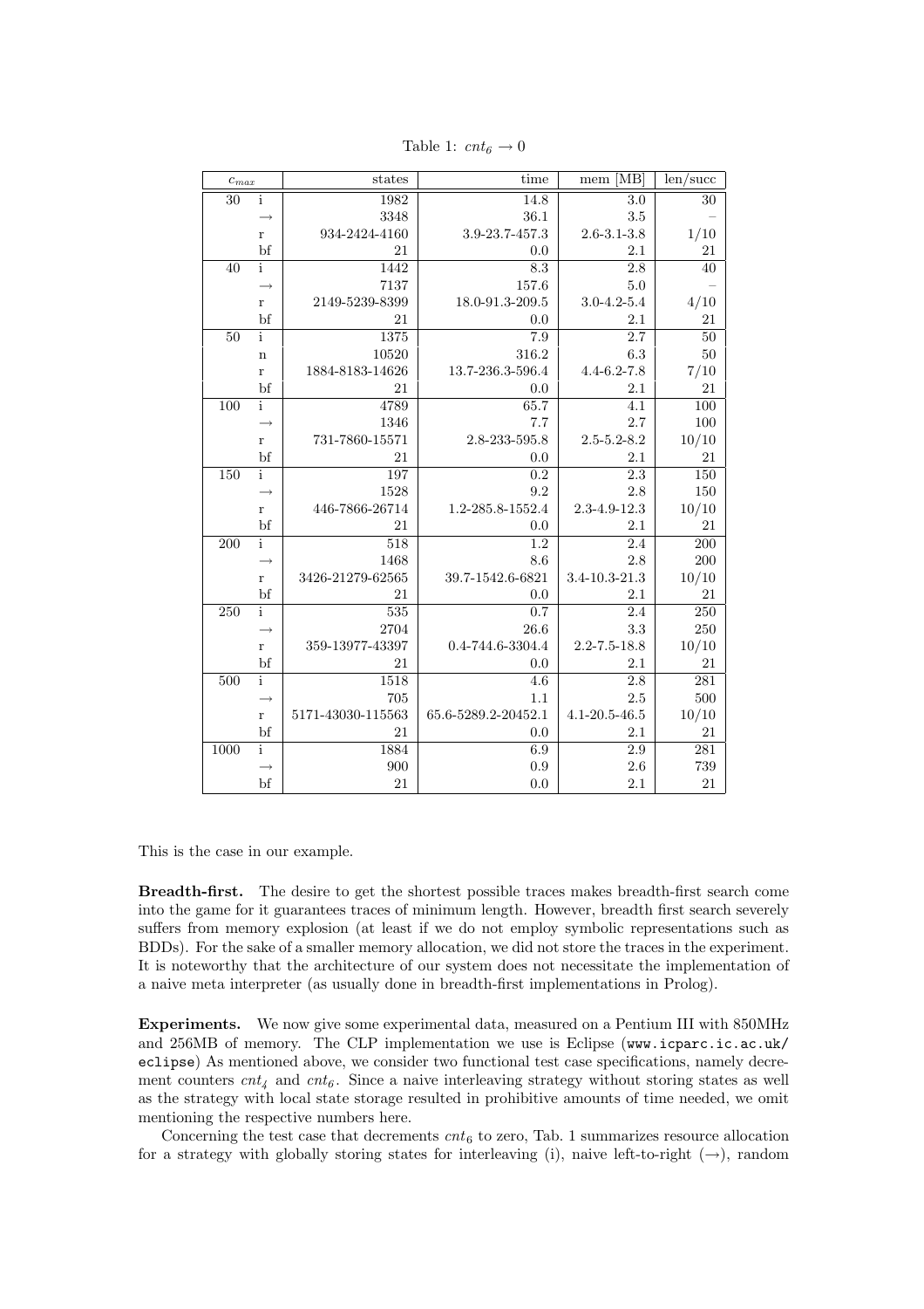Table 1: $cnt_6 \rightarrow 0$

| $c_{max}$ | | states | time | mem [MB] | len/succ |
|---|---|---|---|---|---|
| 30 | i | 1982 | 14.8 | 3.0 | 30 |
| | $\rightarrow$ | 3348 | 36.1 | 3.5 | – |
| | r | 934-2424-4160 | 3.9-23.7-457.3 | 2.6-3.1-3.8 | 1/10 |
| | bf | 21 | 0.0 | 2.1 | 21 |
| 40 | i | 1442 | 8.3 | 2.8 | 40 |
| | $\rightarrow$ | 7137 | 157.6 | 5.0 | – |
| | r | 2149-5239-8399 | 18.0-91.3-209.5 | 3.0-4.2-5.4 | 4/10 |
| | bf | 21 | 0.0 | 2.1 | 21 |
| 50 | i | 1375 | 7.9 | 2.7 | 50 |
| | n | 10520 | 316.2 | 6.3 | 50 |
| | r | 1884-8183-14626 | 13.7-236.3-596.4 | 4.4-6.2-7.8 | 7/10 |
| | bf | 21 | 0.0 | 2.1 | 21 |
| 100 | i | 4789 | 65.7 | 4.1 | 100 |
| | $\rightarrow$ | 1346 | 7.7 | 2.7 | 100 |
| | r | 731-7860-15571 | 2.8-233-595.8 | 2.5-5.2-8.2 | 10/10 |
| | bf | 21 | 0.0 | 2.1 | 21 |
| 150 | i | 197 | 0.2 | 2.3 | 150 |
| | $\rightarrow$ | 1528 | 9.2 | 2.8 | 150 |
| | r | 446-7866-26714 | 1.2-285.8-1552.4 | 2.3-4.9-12.3 | 10/10 |
| | bf | 21 | 0.0 | 2.1 | 21 |
| 200 | i | 518 | 1.2 | 2.4 | 200 |
| | $\rightarrow$ | 1468 | 8.6 | 2.8 | 200 |
| | r | 3426-21279-62565 | 39.7-1542.6-6821 | 3.4-10.3-21.3 | 10/10 |
| | bf | 21 | 0.0 | 2.1 | 21 |
| 250 | i | 535 | 0.7 | 2.4 | 250 |
| | $\rightarrow$ | 2704 | 26.6 | 3.3 | 250 |
| | r | 359-13977-43397 | 0.4-744.6-3304.4 | 2.2-7.5-18.8 | 10/10 |
| | bf | 21 | 0.0 | 2.1 | 21 |
| 500 | i | 1518 | 4.6 | 2.8 | 281 |
| | $\rightarrow$ | 705 | 1.1 | 2.5 | 500 |
| | r | 5171-43030-115563 | 65.6-5289.2-20452.1 | 4.1-20.5-46.5 | 10/10 |
| | bf | 21 | 0.0 | 2.1 | 21 |
| 1000 | i | 1884 | 6.9 | 2.9 | 281 |
| | $\rightarrow$ | 900 | 0.9 | 2.6 | 739 |
| | bf | 21 | 0.0 | 2.1 | 21 |

This is the case in our example.

**Breadth-first.** The desire to get the shortest possible traces makes breadth-first search come into the game for it guarantees traces of minimum length. However, breadth first search severely suffers from memory explosion (at least if we do not employ symbolic representations such as BDDs). For the sake of a smaller memory allocation, we did not store the traces in the experiment. It is noteworthy that the architecture of our system does not necessitate the implementation of a naive meta interpreter (as usually done in breadth-first implementations in Prolog).

**Experiments.** We now give some experimental data, measured on a Pentium III with 850MHz and 256MB of memory. The CLP implementation we use is Eclipse (`www.icparc.ic.ac.uk/eclipse`) As mentioned above, we consider two functional test case specifications, namely decrement counters $cnt_4$ and $cnt_6$. Since a naive interleaving strategy without storing states as well as the strategy with local state storage resulted in prohibitive amounts of time needed, we omit mentioning the respective numbers here.

Concerning the test case that decrements $cnt_6$ to zero, Tab. 1 summarizes resource allocation for a strategy with globally storing states for interleaving (i), naive left-to-right ($\rightarrow$), random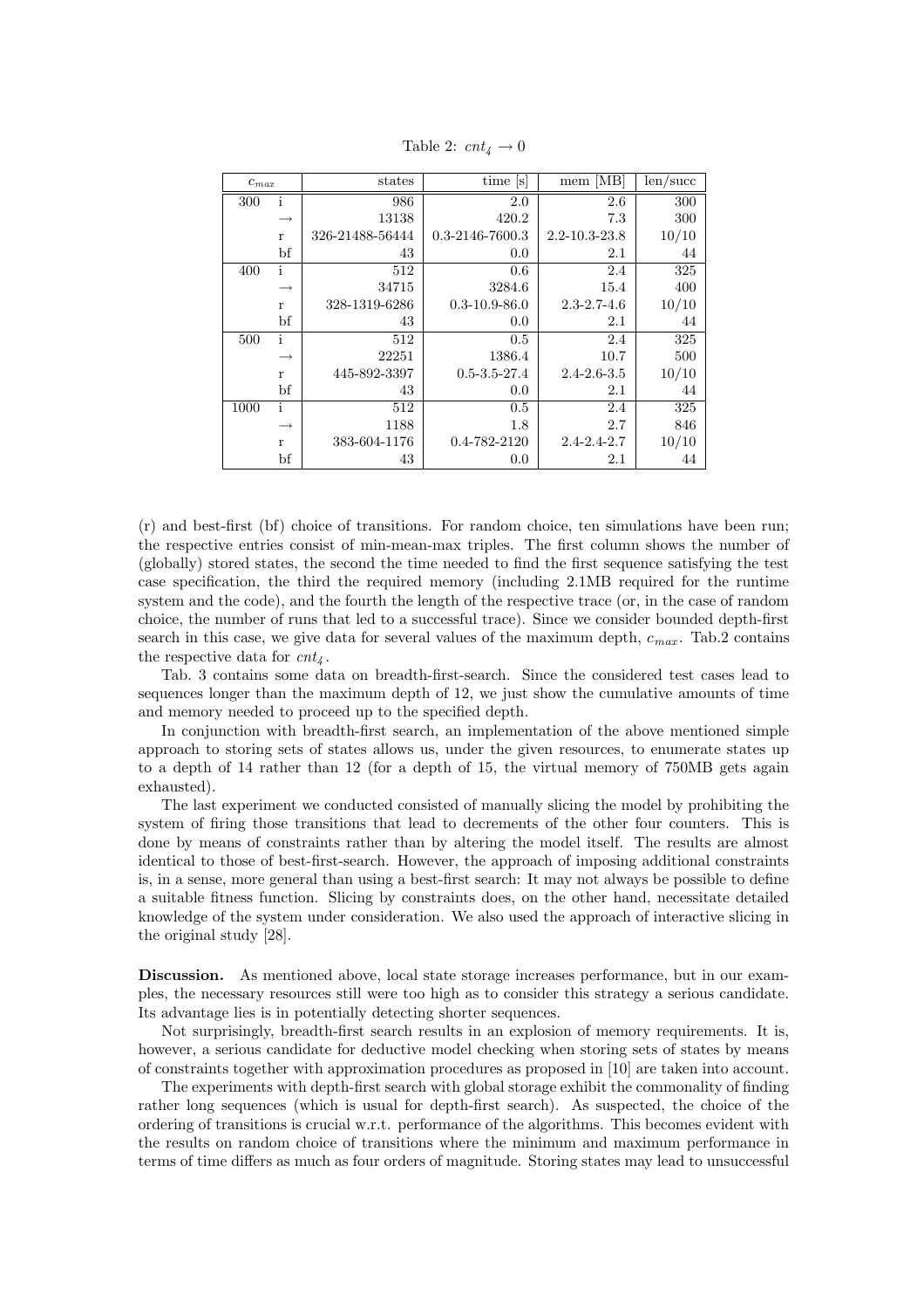Table 2: $cnt_4 \rightarrow 0$

| $c_{max}$ | | states | time [s] | mem [MB] | len/succ |
|---|---|---|---|---|---|
| 300 | i | 986 | 2.0 | 2.6 | 300 |
| | $\rightarrow$ | 13138 | 420.2 | 7.3 | 300 |
| | r | 326-21488-56444 | 0.3-2146-7600.3 | 2.2-10.3-23.8 | 10/10 |
| | bf | 43 | 0.0 | 2.1 | 44 |
| 400 | i | 512 | 0.6 | 2.4 | 325 |
| | $\rightarrow$ | 34715 | 3284.6 | 15.4 | 400 |
| | r | 328-1319-6286 | 0.3-10.9-86.0 | 2.3-2.7-4.6 | 10/10 |
| | bf | 43 | 0.0 | 2.1 | 44 |
| 500 | i | 512 | 0.5 | 2.4 | 325 |
| | $\rightarrow$ | 22251 | 1386.4 | 10.7 | 500 |
| | r | 445-892-3397 | 0.5-3.5-27.4 | 2.4-2.6-3.5 | 10/10 |
| | bf | 43 | 0.0 | 2.1 | 44 |
| 1000 | i | 512 | 0.5 | 2.4 | 325 |
| | $\rightarrow$ | 1188 | 1.8 | 2.7 | 846 |
| | r | 383-604-1176 | 0.4-782-2120 | 2.4-2.4-2.7 | 10/10 |
| | bf | 43 | 0.0 | 2.1 | 44 |

(r) and best-first (bf) choice of transitions. For random choice, ten simulations have been run; the respective entries consist of min-mean-max triples. The first column shows the number of (globally) stored states, the second the time needed to find the first sequence satisfying the test case specification, the third the required memory (including 2.1MB required for the runtime system and the code), and the fourth the length of the respective trace (or, in the case of random choice, the number of runs that led to a successful trace). Since we consider bounded depth-first search in this case, we give data for several values of the maximum depth, $c_{max}$. Tab.2 contains the respective data for $cnt_4$.

Tab. 3 contains some data on breadth-first-search. Since the considered test cases lead to sequences longer than the maximum depth of 12, we just show the cumulative amounts of time and memory needed to proceed up to the specified depth.

In conjunction with breadth-first search, an implementation of the above mentioned simple approach to storing sets of states allows us, under the given resources, to enumerate states up to a depth of 14 rather than 12 (for a depth of 15, the virtual memory of 750MB gets again exhausted).

The last experiment we conducted consisted of manually slicing the model by prohibiting the system of firing those transitions that lead to decrements of the other four counters. This is done by means of constraints rather than by altering the model itself. The results are almost identical to those of best-first-search. However, the approach of imposing additional constraints is, in a sense, more general than using a best-first search: It may not always be possible to define a suitable fitness function. Slicing by constraints does, on the other hand, necessitate detailed knowledge of the system under consideration. We also used the approach of interactive slicing in the original study [28].

**Discussion.** As mentioned above, local state storage increases performance, but in our examples, the necessary resources still were too high as to consider this strategy a serious candidate. Its advantage lies is in potentially detecting shorter sequences.

Not surprisingly, breadth-first search results in an explosion of memory requirements. It is, however, a serious candidate for deductive model checking when storing sets of states by means of constraints together with approximation procedures as proposed in [10] are taken into account.

The experiments with depth-first search with global storage exhibit the commonality of finding rather long sequences (which is usual for depth-first search). As suspected, the choice of the ordering of transitions is crucial w.r.t. performance of the algorithms. This becomes evident with the results on random choice of transitions where the minimum and maximum performance in terms of time differs as much as four orders of magnitude. Storing states may lead to unsuccessful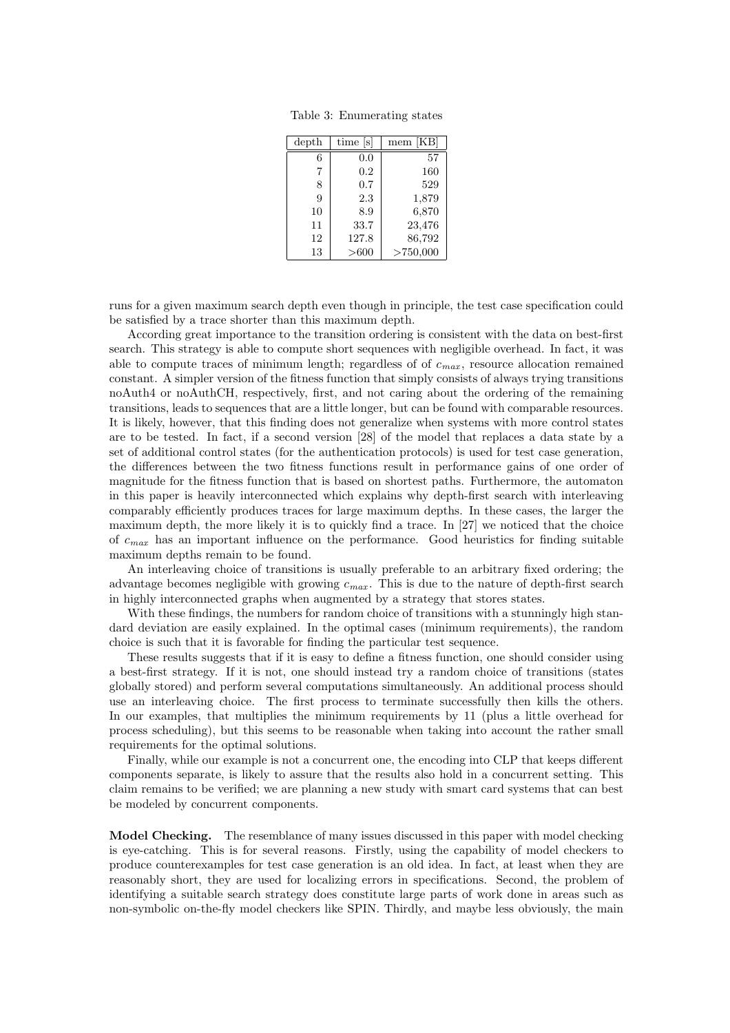Table 3: Enumerating states

| depth | time [s] | mem [KB] |
|---|---|---|
| 6 | 0.0 | 57 |
| 7 | 0.2 | 160 |
| 8 | 0.7 | 529 |
| 9 | 2.3 | 1,879 |
| 10 | 8.9 | 6,870 |
| 11 | 33.7 | 23,476 |
| 12 | 127.8 | 86,792 |
| 13 | >600 | >750,000 |

runs for a given maximum search depth even though in principle, the test case specification could be satisfied by a trace shorter than this maximum depth.

According great importance to the transition ordering is consistent with the data on best-first search. This strategy is able to compute short sequences with negligible overhead. In fact, it was able to compute traces of minimum length; regardless of of $c_{max}$, resource allocation remained constant. A simpler version of the fitness function that simply consists of always trying transitions noAuth4 or noAuthCH, respectively, first, and not caring about the ordering of the remaining transitions, leads to sequences that are a little longer, but can be found with comparable resources. It is likely, however, that this finding does not generalize when systems with more control states are to be tested. In fact, if a second version [28] of the model that replaces a data state by a set of additional control states (for the authentication protocols) is used for test case generation, the differences between the two fitness functions result in performance gains of one order of magnitude for the fitness function that is based on shortest paths. Furthermore, the automaton in this paper is heavily interconnected which explains why depth-first search with interleaving comparably efficiently produces traces for large maximum depths. In these cases, the larger the maximum depth, the more likely it is to quickly find a trace. In [27] we noticed that the choice of $c_{max}$ has an important influence on the performance. Good heuristics for finding suitable maximum depths remain to be found.

An interleaving choice of transitions is usually preferable to an arbitrary fixed ordering; the advantage becomes negligible with growing $c_{max}$. This is due to the nature of depth-first search in highly interconnected graphs when augmented by a strategy that stores states.

With these findings, the numbers for random choice of transitions with a stunningly high standard deviation are easily explained. In the optimal cases (minimum requirements), the random choice is such that it is favorable for finding the particular test sequence.

These results suggests that if it is easy to define a fitness function, one should consider using a best-first strategy. If it is not, one should instead try a random choice of transitions (states globally stored) and perform several computations simultaneously. An additional process should use an interleaving choice. The first process to terminate successfully then kills the others. In our examples, that multiplies the minimum requirements by 11 (plus a little overhead for process scheduling), but this seems to be reasonable when taking into account the rather small requirements for the optimal solutions.

Finally, while our example is not a concurrent one, the encoding into CLP that keeps different components separate, is likely to assure that the results also hold in a concurrent setting. This claim remains to be verified; we are planning a new study with smart card systems that can best be modeled by concurrent components.

**Model Checking.** The resemblance of many issues discussed in this paper with model checking is eye-catching. This is for several reasons. Firstly, using the capability of model checkers to produce counterexamples for test case generation is an old idea. In fact, at least when they are reasonably short, they are used for localizing errors in specifications. Second, the problem of identifying a suitable search strategy does constitute large parts of work done in areas such as non-symbolic on-the-fly model checkers like SPIN. Thirdly, and maybe less obviously, the main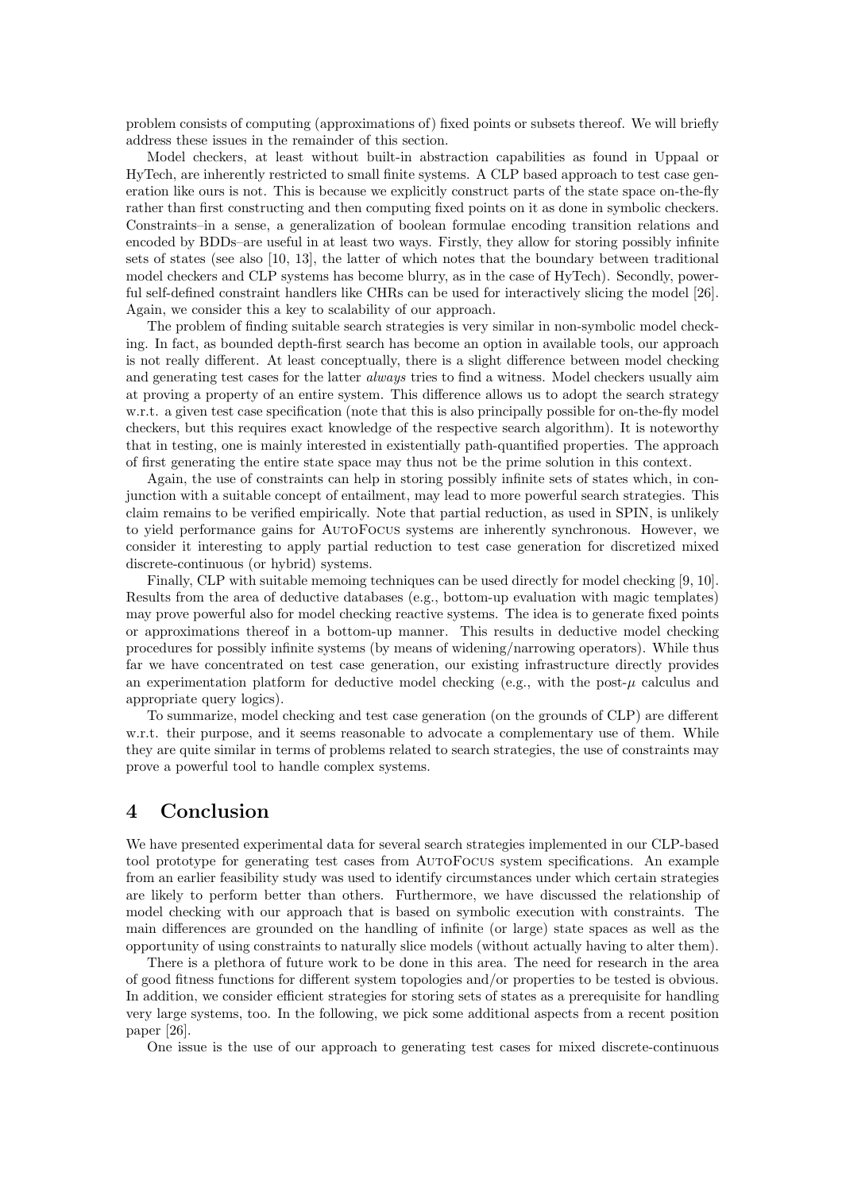problem consists of computing (approximations of) fixed points or subsets thereof. We will briefly address these issues in the remainder of this section.

Model checkers, at least without built-in abstraction capabilities as found in Uppaal or HyTech, are inherently restricted to small finite systems. A CLP based approach to test case generation like ours is not. This is because we explicitly construct parts of the state space on-the-fly rather than first constructing and then computing fixed points on it as done in symbolic checkers. Constraints–in a sense, a generalization of boolean formulae encoding transition relations and encoded by BDDs–are useful in at least two ways. Firstly, they allow for storing possibly infinite sets of states (see also [10, 13], the latter of which notes that the boundary between traditional model checkers and CLP systems has become blurry, as in the case of HyTech). Secondly, powerful self-defined constraint handlers like CHRs can be used for interactively slicing the model [26]. Again, we consider this a key to scalability of our approach.

The problem of finding suitable search strategies is very similar in non-symbolic model checking. In fact, as bounded depth-first search has become an option in available tools, our approach is not really different. At least conceptually, there is a slight difference between model checking and generating test cases for the latter *always* tries to find a witness. Model checkers usually aim at proving a property of an entire system. This difference allows us to adopt the search strategy w.r.t. a given test case specification (note that this is also principally possible for on-the-fly model checkers, but this requires exact knowledge of the respective search algorithm). It is noteworthy that in testing, one is mainly interested in existentially path-quantified properties. The approach of first generating the entire state space may thus not be the prime solution in this context.

Again, the use of constraints can help in storing possibly infinite sets of states which, in conjunction with a suitable concept of entailment, may lead to more powerful search strategies. This claim remains to be verified empirically. Note that partial reduction, as used in SPIN, is unlikely to yield performance gains for AutoFocus systems are inherently synchronous. However, we consider it interesting to apply partial reduction to test case generation for discretized mixed discrete-continuous (or hybrid) systems.

Finally, CLP with suitable memoing techniques can be used directly for model checking [9, 10]. Results from the area of deductive databases (e.g., bottom-up evaluation with magic templates) may prove powerful also for model checking reactive systems. The idea is to generate fixed points or approximations thereof in a bottom-up manner. This results in deductive model checking procedures for possibly infinite systems (by means of widening/narrowing operators). While thus far we have concentrated on test case generation, our existing infrastructure directly provides an experimentation platform for deductive model checking (e.g., with the post-$\mu$ calculus and appropriate query logics).

To summarize, model checking and test case generation (on the grounds of CLP) are different w.r.t. their purpose, and it seems reasonable to advocate a complementary use of them. While they are quite similar in terms of problems related to search strategies, the use of constraints may prove a powerful tool to handle complex systems.

# 4 Conclusion

We have presented experimental data for several search strategies implemented in our CLP-based tool prototype for generating test cases from AutoFocus system specifications. An example from an earlier feasibility study was used to identify circumstances under which certain strategies are likely to perform better than others. Furthermore, we have discussed the relationship of model checking with our approach that is based on symbolic execution with constraints. The main differences are grounded on the handling of infinite (or large) state spaces as well as the opportunity of using constraints to naturally slice models (without actually having to alter them).

There is a plethora of future work to be done in this area. The need for research in the area of good fitness functions for different system topologies and/or properties to be tested is obvious. In addition, we consider efficient strategies for storing sets of states as a prerequisite for handling very large systems, too. In the following, we pick some additional aspects from a recent position paper [26].

One issue is the use of our approach to generating test cases for mixed discrete-continuous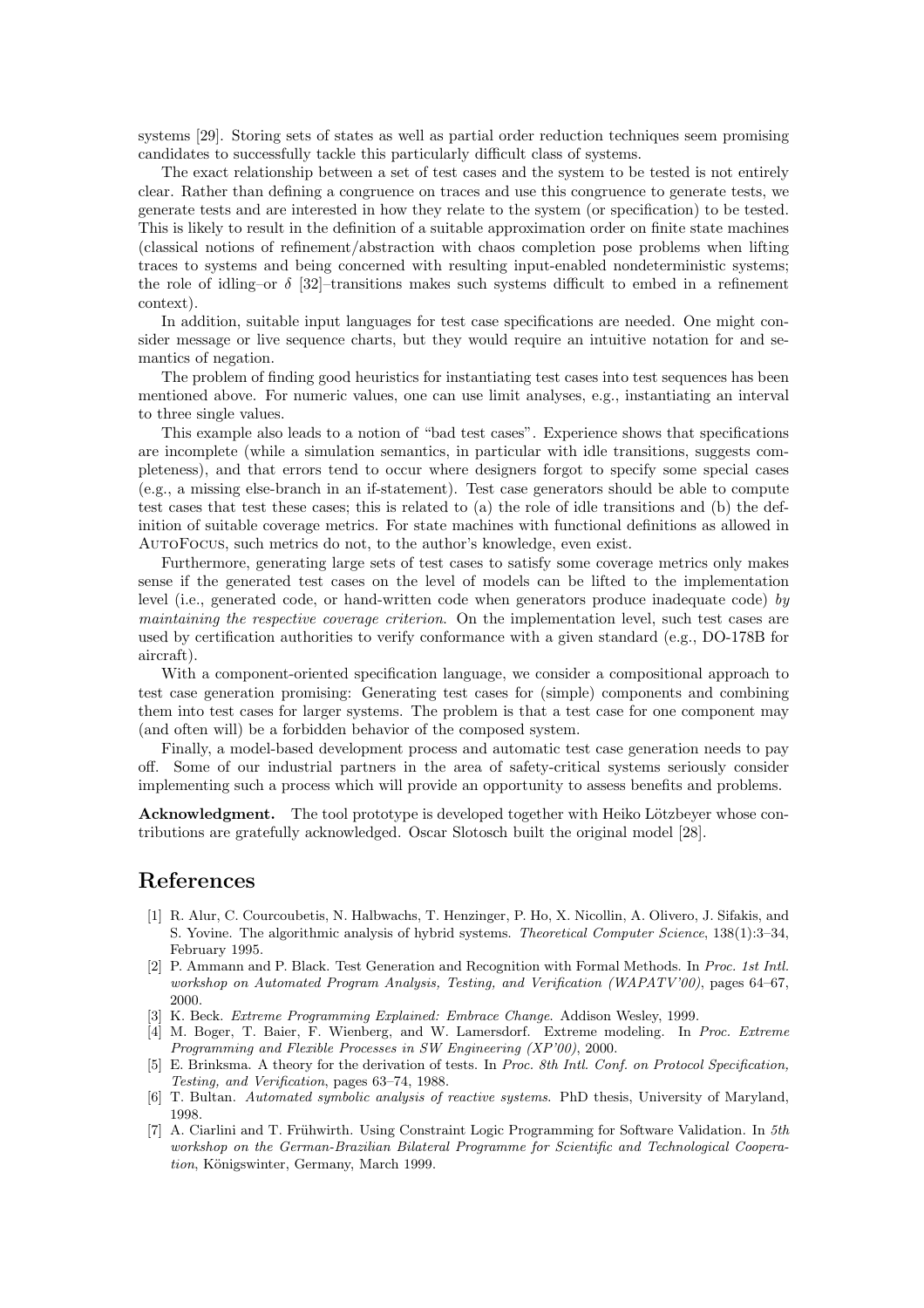systems [29]. Storing sets of states as well as partial order reduction techniques seem promising candidates to successfully tackle this particularly difficult class of systems.

The exact relationship between a set of test cases and the system to be tested is not entirely clear. Rather than defining a congruence on traces and use this congruence to generate tests, we generate tests and are interested in how they relate to the system (or specification) to be tested. This is likely to result in the definition of a suitable approximation order on finite state machines (classical notions of refinement/abstraction with chaos completion pose problems when lifting traces to systems and being concerned with resulting input-enabled nondeterministic systems; the role of idling–or $\delta$ [32]–transitions makes such systems difficult to embed in a refinement context).

In addition, suitable input languages for test case specifications are needed. One might consider message or live sequence charts, but they would require an intuitive notation for and semantics of negation.

The problem of finding good heuristics for instantiating test cases into test sequences has been mentioned above. For numeric values, one can use limit analyses, e.g., instantiating an interval to three single values.

This example also leads to a notion of "bad test cases". Experience shows that specifications are incomplete (while a simulation semantics, in particular with idle transitions, suggests completeness), and that errors tend to occur where designers forgot to specify some special cases (e.g., a missing else-branch in an if-statement). Test case generators should be able to compute test cases that test these cases; this is related to (a) the role of idle transitions and (b) the definition of suitable coverage metrics. For state machines with functional definitions as allowed in AutoFocus, such metrics do not, to the author's knowledge, even exist.

Furthermore, generating large sets of test cases to satisfy some coverage metrics only makes sense if the generated test cases on the level of models can be lifted to the implementation level (i.e., generated code, or hand-written code when generators produce inadequate code) *by maintaining the respective coverage criterion*. On the implementation level, such test cases are used by certification authorities to verify conformance with a given standard (e.g., DO-178B for aircraft).

With a component-oriented specification language, we consider a compositional approach to test case generation promising: Generating test cases for (simple) components and combining them into test cases for larger systems. The problem is that a test case for one component may (and often will) be a forbidden behavior of the composed system.

Finally, a model-based development process and automatic test case generation needs to pay off. Some of our industrial partners in the area of safety-critical systems seriously consider implementing such a process which will provide an opportunity to assess benefits and problems.

**Acknowledgment.** The tool prototype is developed together with Heiko Lötzbeyer whose contributions are gratefully acknowledged. Oscar Slotosch built the original model [28].

# References

[1] R. Alur, C. Courcoubetis, N. Halbwachs, T. Henzinger, P. Ho, X. Nicollin, A. Olivero, J. Sifakis, and S. Yovine. The algorithmic analysis of hybrid systems. *Theoretical Computer Science*, 138(1):3–34, February 1995.

[2] P. Ammann and P. Black. Test Generation and Recognition with Formal Methods. In *Proc. 1st Intl. workshop on Automated Program Analysis, Testing, and Verification (WAPATV'00)*, pages 64–67, 2000.

[3] K. Beck. *Extreme Programming Explained: Embrace Change*. Addison Wesley, 1999.

[4] M. Boger, T. Baier, F. Wienberg, and W. Lamersdorf. Extreme modeling. In *Proc. Extreme Programming and Flexible Processes in SW Engineering (XP'00)*, 2000.

[5] E. Brinksma. A theory for the derivation of tests. In *Proc. 8th Intl. Conf. on Protocol Specification, Testing, and Verification*, pages 63–74, 1988.

[6] T. Bultan. *Automated symbolic analysis of reactive systems*. PhD thesis, University of Maryland, 1998.

[7] A. Ciarlini and T. Frühwirth. Using Constraint Logic Programming for Software Validation. In *5th workshop on the German-Brazilian Bilateral Programme for Scientific and Technological Cooperation*, Königswinter, Germany, March 1999.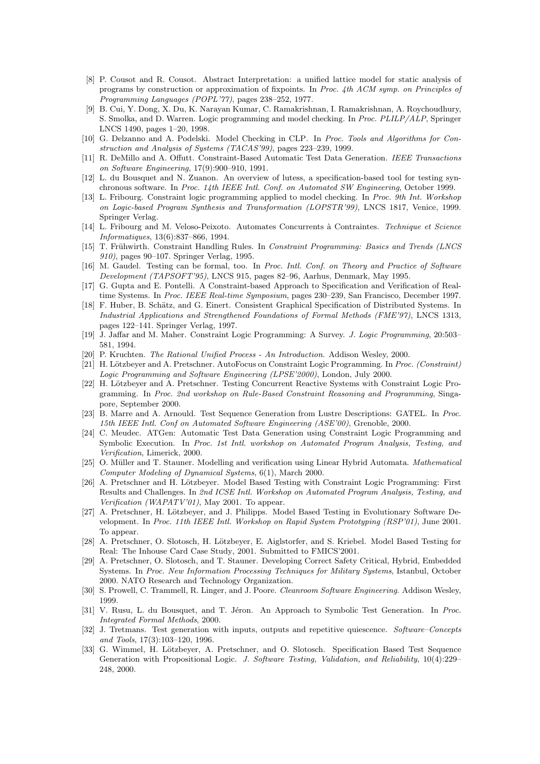[8] P. Cousot and R. Cousot. Abstract Interpretation: a unified lattice model for static analysis of programs by construction or approximation of fixpoints. In *Proc. 4th ACM symp. on Principles of Programming Languages (POPL'77)*, pages 238–252, 1977.

[9] B. Cui, Y. Dong, X. Du, K. Narayan Kumar, C. Ramakrishnan, I. Ramakrishnan, A. Roychoudhury, S. Smolka, and D. Warren. Logic programming and model checking. In *Proc. PLILP/ALP*, Springer LNCS 1490, pages 1–20, 1998.

[10] G. Delzanno and A. Podelski. Model Checking in CLP. In *Proc. Tools and Algorithms for Construction and Analysis of Systems (TACAS'99)*, pages 223–239, 1999.

[11] R. DeMillo and A. Offutt. Constraint-Based Automatic Test Data Generation. *IEEE Transactions on Software Engineering*, 17(9):900–910, 1991.

[12] L. du Bousquet and N. Zuanon. An overview of lutess, a specification-based tool for testing synchronous software. In *Proc. 14th IEEE Intl. Conf. on Automated SW Engineering*, October 1999.

[13] L. Fribourg. Constraint logic programming applied to model checking. In *Proc. 9th Int. Workshop on Logic-based Program Synthesis and Transformation (LOPSTR'99)*, LNCS 1817, Venice, 1999. Springer Verlag.

[14] L. Fribourg and M. Veloso-Peixoto. Automates Concurrents à Contraintes. *Technique et Science Informatiques*, 13(6):837–866, 1994.

[15] T. Frühwirth. Constraint Handling Rules. In *Constraint Programming: Basics and Trends (LNCS 910)*, pages 90–107. Springer Verlag, 1995.

[16] M. Gaudel. Testing can be formal, too. In *Proc. Intl. Conf. on Theory and Practice of Software Development (TAPSOFT'95)*, LNCS 915, pages 82–96, Aarhus, Denmark, May 1995.

[17] G. Gupta and E. Pontelli. A Constraint-based Approach to Specification and Verification of Real-time Systems. In *Proc. IEEE Real-time Symposium*, pages 230–239, San Francisco, December 1997.

[18] F. Huber, B. Schätz, and G. Einert. Consistent Graphical Specification of Distributed Systems. In *Industrial Applications and Strengthened Foundations of Formal Methods (FME'97)*, LNCS 1313, pages 122–141. Springer Verlag, 1997.

[19] J. Jaffar and M. Maher. Constraint Logic Programming: A Survey. *J. Logic Programming*, 20:503–581, 1994.

[20] P. Kruchten. *The Rational Unified Process - An Introduction*. Addison Wesley, 2000.

[21] H. Lötzbeyer and A. Pretschner. AutoFocus on Constraint Logic Programming. In *Proc. (Constraint) Logic Programming and Software Engineering (LPSE'2000)*, London, July 2000.

[22] H. Lötzbeyer and A. Pretschner. Testing Concurrent Reactive Systems with Constraint Logic Programming. In *Proc. 2nd workshop on Rule-Based Constraint Reasoning and Programming*, Singapore, September 2000.

[23] B. Marre and A. Arnould. Test Sequence Generation from Lustre Descriptions: GATEL. In *Proc. 15th IEEE Intl. Conf on Automated Software Engineering (ASE'00)*, Grenoble, 2000.

[24] C. Meudec. ATGen: Automatic Test Data Generation using Constraint Logic Programming and Symbolic Execution. In *Proc. 1st Intl. workshop on Automated Program Analysis, Testing, and Verification*, Limerick, 2000.

[25] O. Müller and T. Stauner. Modelling and verification using Linear Hybrid Automata. *Mathematical Computer Modeling of Dynamical Systems*, 6(1), March 2000.

[26] A. Pretschner and H. Lötzbeyer. Model Based Testing with Constraint Logic Programming: First Results and Challenges. In *2nd ICSE Intl. Workshop on Automated Program Analysis, Testing, and Verification (WAPATV'01)*, May 2001. To appear.

[27] A. Pretschner, H. Lötzbeyer, and J. Philipps. Model Based Testing in Evolutionary Software Development. In *Proc. 11th IEEE Intl. Workshop on Rapid System Prototyping (RSP'01)*, June 2001. To appear.

[28] A. Pretschner, O. Slotosch, H. Lötzbeyer, E. Aiglstorfer, and S. Kriebel. Model Based Testing for Real: The Inhouse Card Case Study, 2001. Submitted to FMICS'2001.

[29] A. Pretschner, O. Slotosch, and T. Stauner. Developing Correct Safety Critical, Hybrid, Embedded Systems. In *Proc. New Information Processing Techniques for Military Systems*, Istanbul, October 2000. NATO Research and Technology Organization.

[30] S. Prowell, C. Trammell, R. Linger, and J. Poore. *Cleanroom Software Engineering*. Addison Wesley, 1999.

[31] V. Rusu, L. du Bousquet, and T. Jéron. An Approach to Symbolic Test Generation. In *Proc. Integrated Formal Methods*, 2000.

[32] J. Tretmans. Test generation with inputs, outputs and repetitive quiescence. *Software–Concepts and Tools*, 17(3):103–120, 1996.

[33] G. Wimmel, H. Lötzbeyer, A. Pretschner, and O. Slotosch. Specification Based Test Sequence Generation with Propositional Logic. *J. Software Testing, Validation, and Reliability*, 10(4):229–248, 2000.